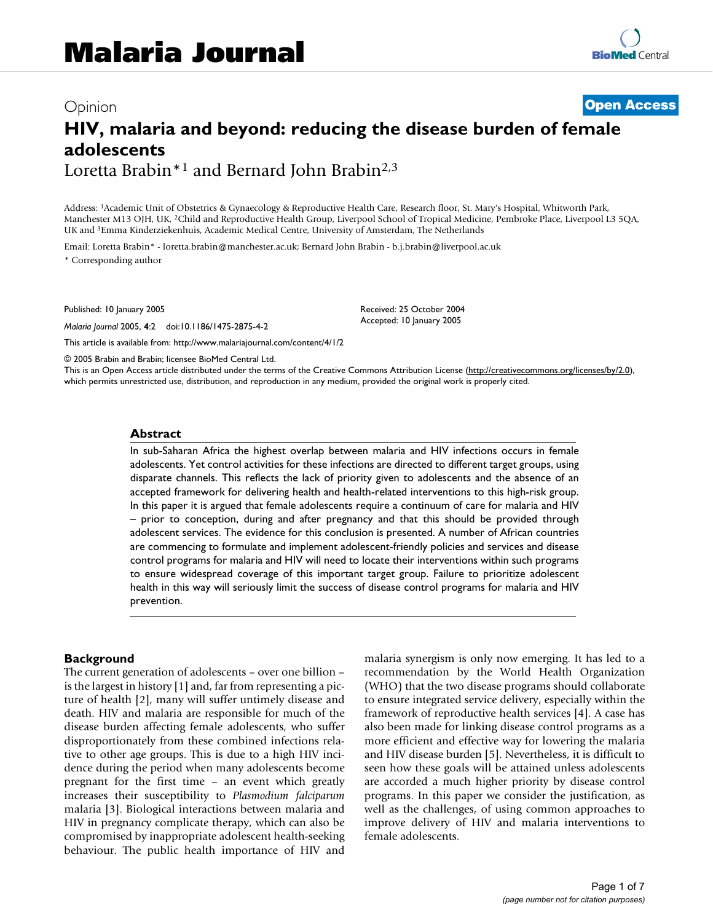# Malaria Journal

Opinion

**Open Access**

# HIV, malaria and beyond: reducing the disease burden of female adolescents

Loretta Brabin*[1] and Bernard John Brabin[2,3]

Address: [1]Academic Unit of Obstetrics & Gynaecology & Reproductive Health Care, Research floor, St. Mary's Hospital, Whitworth Park, Manchester M13 OJH, UK, [2]Child and Reproductive Health Group, Liverpool School of Tropical Medicine, Pembroke Place, Liverpool L3 5QA, UK and [3]Emma Kinderziekenhuis, Academic Medical Centre, University of Amsterdam, The Netherlands

Email: Loretta Brabin* - loretta.brabin@manchester.ac.uk; Bernard John Brabin - b.j.brabin@liverpool.ac.uk

\* Corresponding author

Published: 10 January 2005

*Malaria Journal* 2005, **4**:2 doi:10.1186/1475-2875-4-2

Received: 25 October 2004
Accepted: 10 January 2005

This article is available from: http://www.malariajournal.com/content/4/1/2

© 2005 Brabin and Brabin; licensee BioMed Central Ltd.
This is an Open Access article distributed under the terms of the Creative Commons Attribution License (http://creativecommons.org/licenses/by/2.0), which permits unrestricted use, distribution, and reproduction in any medium, provided the original work is properly cited.

## Abstract

In sub-Saharan Africa the highest overlap between malaria and HIV infections occurs in female adolescents. Yet control activities for these infections are directed to different target groups, using disparate channels. This reflects the lack of priority given to adolescents and the absence of an accepted framework for delivering health and health-related interventions to this high-risk group. In this paper it is argued that female adolescents require a continuum of care for malaria and HIV – prior to conception, during and after pregnancy and that this should be provided through adolescent services. The evidence for this conclusion is presented. A number of African countries are commencing to formulate and implement adolescent-friendly policies and services and disease control programs for malaria and HIV will need to locate their interventions within such programs to ensure widespread coverage of this important target group. Failure to prioritize adolescent health in this way will seriously limit the success of disease control programs for malaria and HIV prevention.

## Background

The current generation of adolescents – over one billion – is the largest in history [1] and, far from representing a picture of health [2], many will suffer untimely disease and death. HIV and malaria are responsible for much of the disease burden affecting female adolescents, who suffer disproportionately from these combined infections relative to other age groups. This is due to a high HIV incidence during the period when many adolescents become pregnant for the first time – an event which greatly increases their susceptibility to *Plasmodium falciparum* malaria [3]. Biological interactions between malaria and HIV in pregnancy complicate therapy, which can also be compromised by inappropriate adolescent health-seeking behaviour. The public health importance of HIV and malaria synergism is only now emerging. It has led to a recommendation by the World Health Organization (WHO) that the two disease programs should collaborate to ensure integrated service delivery, especially within the framework of reproductive health services [4]. A case has also been made for linking disease control programs as a more efficient and effective way for lowering the malaria and HIV disease burden [5]. Nevertheless, it is difficult to seen how these goals will be attained unless adolescents are accorded a much higher priority by disease control programs. In this paper we consider the justification, as well as the challenges, of using common approaches to improve delivery of HIV and malaria interventions to female adolescents.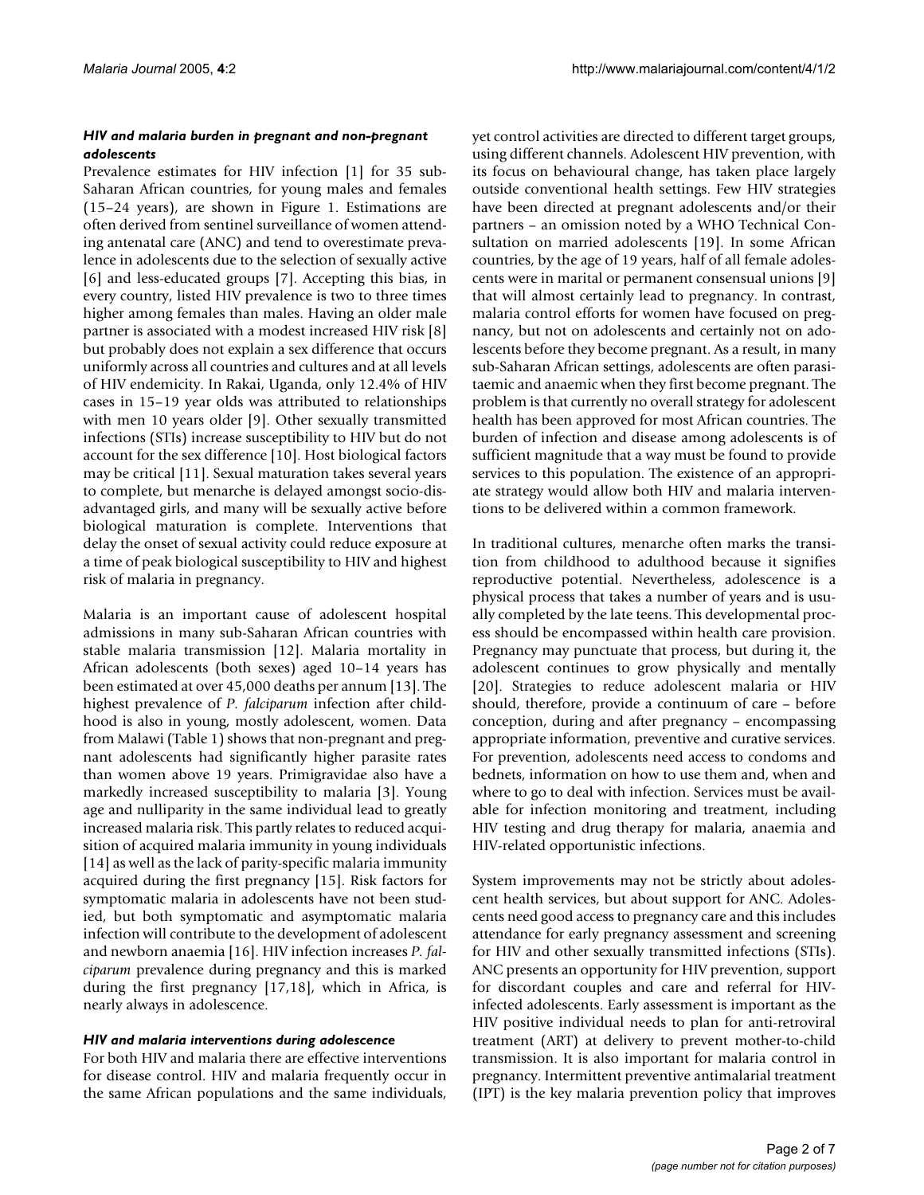### *HIV and malaria burden in pregnant and non-pregnant adolescents*

Prevalence estimates for HIV infection [1] for 35 sub-Saharan African countries, for young males and females (15–24 years), are shown in Figure 1. Estimations are often derived from sentinel surveillance of women attending antenatal care (ANC) and tend to overestimate prevalence in adolescents due to the selection of sexually active [6] and less-educated groups [7]. Accepting this bias, in every country, listed HIV prevalence is two to three times higher among females than males. Having an older male partner is associated with a modest increased HIV risk [8] but probably does not explain a sex difference that occurs uniformly across all countries and cultures and at all levels of HIV endemicity. In Rakai, Uganda, only 12.4% of HIV cases in 15–19 year olds was attributed to relationships with men 10 years older [9]. Other sexually transmitted infections (STIs) increase susceptibility to HIV but do not account for the sex difference [10]. Host biological factors may be critical [11]. Sexual maturation takes several years to complete, but menarche is delayed amongst socio-disadvantaged girls, and many will be sexually active before biological maturation is complete. Interventions that delay the onset of sexual activity could reduce exposure at a time of peak biological susceptibility to HIV and highest risk of malaria in pregnancy.

Malaria is an important cause of adolescent hospital admissions in many sub-Saharan African countries with stable malaria transmission [12]. Malaria mortality in African adolescents (both sexes) aged 10–14 years has been estimated at over 45,000 deaths per annum [13]. The highest prevalence of *P. falciparum* infection after childhood is also in young, mostly adolescent, women. Data from Malawi (Table 1) shows that non-pregnant and pregnant adolescents had significantly higher parasite rates than women above 19 years. Primigravidae also have a markedly increased susceptibility to malaria [3]. Young age and nulliparity in the same individual lead to greatly increased malaria risk. This partly relates to reduced acquisition of acquired malaria immunity in young individuals [14] as well as the lack of parity-specific malaria immunity acquired during the first pregnancy [15]. Risk factors for symptomatic malaria in adolescents have not been studied, but both symptomatic and asymptomatic malaria infection will contribute to the development of adolescent and newborn anaemia [16]. HIV infection increases *P. falciparum* prevalence during pregnancy and this is marked during the first pregnancy [17,18], which in Africa, is nearly always in adolescence.

### *HIV and malaria interventions during adolescence*

For both HIV and malaria there are effective interventions for disease control. HIV and malaria frequently occur in the same African populations and the same individuals, yet control activities are directed to different target groups, using different channels. Adolescent HIV prevention, with its focus on behavioural change, has taken place largely outside conventional health settings. Few HIV strategies have been directed at pregnant adolescents and/or their partners – an omission noted by a WHO Technical Consultation on married adolescents [19]. In some African countries, by the age of 19 years, half of all female adolescents were in marital or permanent consensual unions [9] that will almost certainly lead to pregnancy. In contrast, malaria control efforts for women have focused on pregnancy, but not on adolescents and certainly not on adolescents before they become pregnant. As a result, in many sub-Saharan African settings, adolescents are often parasitaemic and anaemic when they first become pregnant. The problem is that currently no overall strategy for adolescent health has been approved for most African countries. The burden of infection and disease among adolescents is of sufficient magnitude that a way must be found to provide services to this population. The existence of an appropriate strategy would allow both HIV and malaria interventions to be delivered within a common framework.

In traditional cultures, menarche often marks the transition from childhood to adulthood because it signifies reproductive potential. Nevertheless, adolescence is a physical process that takes a number of years and is usually completed by the late teens. This developmental process should be encompassed within health care provision. Pregnancy may punctuate that process, but during it, the adolescent continues to grow physically and mentally [20]. Strategies to reduce adolescent malaria or HIV should, therefore, provide a continuum of care – before conception, during and after pregnancy – encompassing appropriate information, preventive and curative services. For prevention, adolescents need access to condoms and bednets, information on how to use them and, when and where to go to deal with infection. Services must be available for infection monitoring and treatment, including HIV testing and drug therapy for malaria, anaemia and HIV-related opportunistic infections.

System improvements may not be strictly about adolescent health services, but about support for ANC. Adolescents need good access to pregnancy care and this includes attendance for early pregnancy assessment and screening for HIV and other sexually transmitted infections (STIs). ANC presents an opportunity for HIV prevention, support for discordant couples and care and referral for HIV-infected adolescents. Early assessment is important as the HIV positive individual needs to plan for anti-retroviral treatment (ART) at delivery to prevent mother-to-child transmission. It is also important for malaria control in pregnancy. Intermittent preventive antimalarial treatment (IPT) is the key malaria prevention policy that improves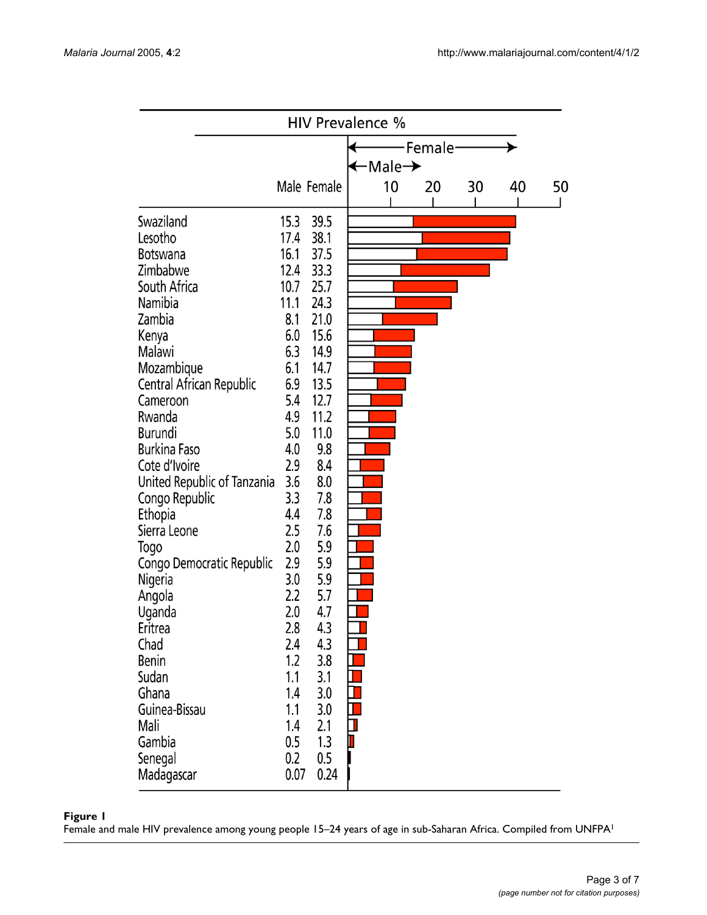| | HIV Prevalence % | |
|---|---|---|
| | Male | Female |
| Swaziland | 15.3 | 39.5 |
| Lesotho | 17.4 | 38.1 |
| Botswana | 16.1 | 37.5 |
| Zimbabwe | 12.4 | 33.3 |
| South Africa | 10.7 | 25.7 |
| Namibia | 11.1 | 24.3 |
| Zambia | 8.1 | 21.0 |
| Kenya | 6.0 | 15.6 |
| Malawi | 6.3 | 14.9 |
| Mozambique | 6.1 | 14.7 |
| Central African Republic | 6.9 | 13.5 |
| Cameroon | 5.4 | 12.7 |
| Rwanda | 4.9 | 11.2 |
| Burundi | 5.0 | 11.0 |
| Burkina Faso | 4.0 | 9.8 |
| Cote d'Ivoire | 2.9 | 8.4 |
| United Republic of Tanzania | 3.6 | 8.0 |
| Congo Republic | 3.3 | 7.8 |
| Ethopia | 4.4 | 7.8 |
| Sierra Leone | 2.5 | 7.6 |
| Togo | 2.0 | 5.9 |
| Congo Democratic Republic | 2.9 | 5.9 |
| Nigeria | 3.0 | 5.9 |
| Angola | 2.2 | 5.7 |
| Uganda | 2.0 | 4.7 |
| Eritrea | 2.8 | 4.3 |
| Chad | 2.4 | 4.3 |
| Benin | 1.2 | 3.8 |
| Sudan | 1.1 | 3.1 |
| Ghana | 1.4 | 3.0 |
| Guinea-Bissau | 1.1 | 3.0 |
| Mali | 1.4 | 2.1 |
| Gambia | 0.5 | 1.3 |
| Senegal | 0.2 | 0.5 |
| Madagascar | 0.07 | 0.24 |

**Figure 1**
Female and male HIV prevalence among young people 15–24 years of age in sub-Saharan Africa. Compiled from UNFPA[1]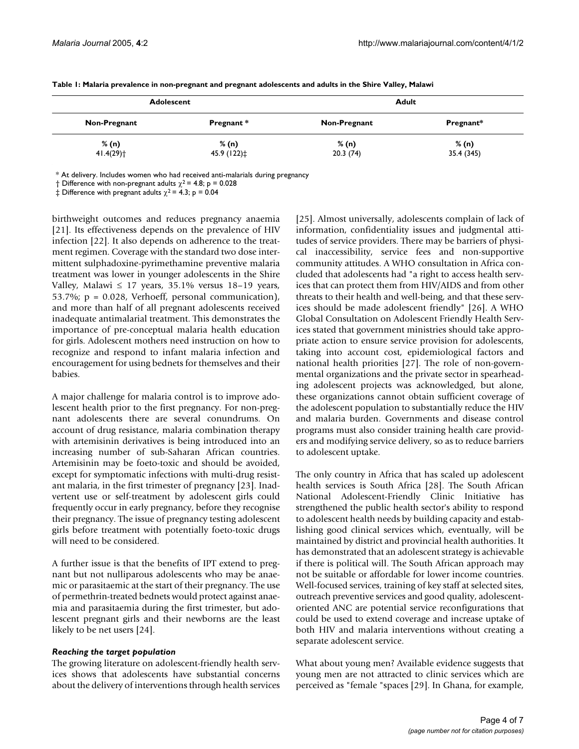**Table 1: Malaria prevalence in non-pregnant and pregnant adolescents and adults in the Shire Valley, Malawi**

| Adolescent | | Adult | |
|---|---|---|---|
| Non-Pregnant | Pregnant * | Non-Pregnant | Pregnant* |
| % (n) | % (n) | % (n) | % (n) |
| 41.4(29)† | 45.9 (122)‡ | 20.3 (74) | 35.4 (345) |

\* At delivery. Includes women who had received anti-malarials during pregnancy
† Difference with non-pregnant adults $\chi^2 = 4.8$; $p = 0.028$
‡ Difference with pregnant adults $\chi^2 = 4.3$; $p = 0.04$

birthweight outcomes and reduces pregnancy anaemia [21]. Its effectiveness depends on the prevalence of HIV infection [22]. It also depends on adherence to the treatment regimen. Coverage with the standard two dose intermittent sulphadoxine-pyrimethamine preventive malaria treatment was lower in younger adolescents in the Shire Valley, Malawi ≤ 17 years, 35.1% versus 18–19 years, 53.7%; p = 0.028, Verhoeff, personal communication), and more than half of all pregnant adolescents received inadequate antimalarial treatment. This demonstrates the importance of pre-conceptual malaria health education for girls. Adolescent mothers need instruction on how to recognize and respond to infant malaria infection and encouragement for using bednets for themselves and their babies.

A major challenge for malaria control is to improve adolescent health prior to the first pregnancy. For non-pregnant adolescents there are several conundrums. On account of drug resistance, malaria combination therapy with artemisinin derivatives is being introduced into an increasing number of sub-Saharan African countries. Artemisinin may be foeto-toxic and should be avoided, except for symptomatic infections with multi-drug resistant malaria, in the first trimester of pregnancy [23]. Inadvertent use or self-treatment by adolescent girls could frequently occur in early pregnancy, before they recognise their pregnancy. The issue of pregnancy testing adolescent girls before treatment with potentially foeto-toxic drugs will need to be considered.

A further issue is that the benefits of IPT extend to pregnant but not nulliparous adolescents who may be anaemic or parasitaemic at the start of their pregnancy. The use of permethrin-treated bednets would protect against anaemia and parasitaemia during the first trimester, but adolescent pregnant girls and their newborns are the least likely to be net users [24].

### *Reaching the target population*

The growing literature on adolescent-friendly health services shows that adolescents have substantial concerns about the delivery of interventions through health services [25]. Almost universally, adolescents complain of lack of information, confidentiality issues and judgmental attitudes of service providers. There may be barriers of physical inaccessibility, service fees and non-supportive community attitudes. A WHO consultation in Africa concluded that adolescents had "a right to access health services that can protect them from HIV/AIDS and from other threats to their health and well-being, and that these services should be made adolescent friendly" [26]. A WHO Global Consultation on Adolescent Friendly Health Services stated that government ministries should take appropriate action to ensure service provision for adolescents, taking into account cost, epidemiological factors and national health priorities [27]. The role of non-governmental organizations and the private sector in spearheading adolescent projects was acknowledged, but alone, these organizations cannot obtain sufficient coverage of the adolescent population to substantially reduce the HIV and malaria burden. Governments and disease control programs must also consider training health care providers and modifying service delivery, so as to reduce barriers to adolescent uptake.

The only country in Africa that has scaled up adolescent health services is South Africa [28]. The South African National Adolescent-Friendly Clinic Initiative has strengthened the public health sector's ability to respond to adolescent health needs by building capacity and establishing good clinical services which, eventually, will be maintained by district and provincial health authorities. It has demonstrated that an adolescent strategy is achievable if there is political will. The South African approach may not be suitable or affordable for lower income countries. Well-focused services, training of key staff at selected sites, outreach preventive services and good quality, adolescent-oriented ANC are potential service reconfigurations that could be used to extend coverage and increase uptake of both HIV and malaria interventions without creating a separate adolescent service.

What about young men? Available evidence suggests that young men are not attracted to clinic services which are perceived as "female "spaces [29]. In Ghana, for example,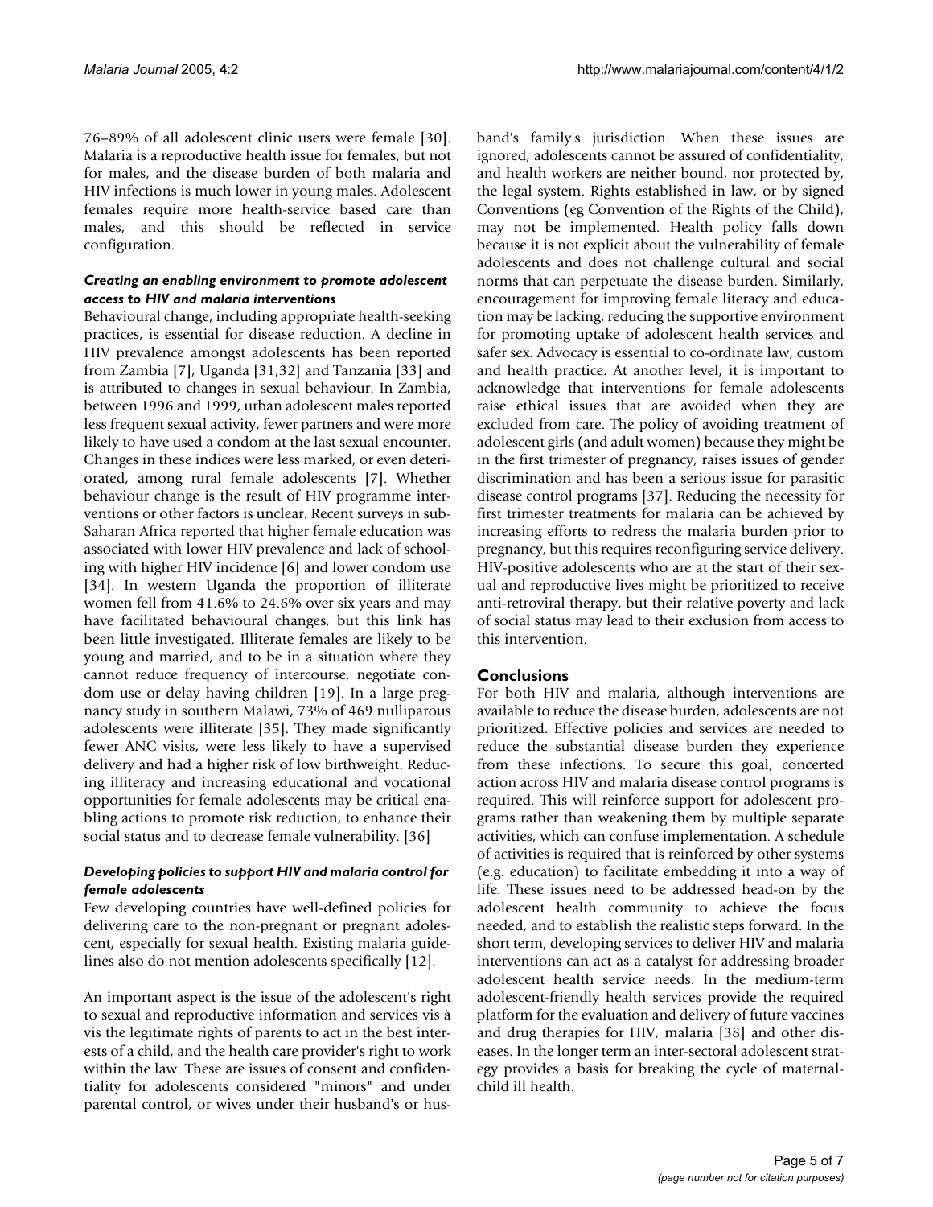76–89% of all adolescent clinic users were female [30]. Malaria is a reproductive health issue for females, but not for males, and the disease burden of both malaria and HIV infections is much lower in young males. Adolescent females require more health-service based care than males, and this should be reflected in service configuration.

#### *Creating an enabling environment to promote adolescent access to HIV and malaria interventions*

Behavioural change, including appropriate health-seeking practices, is essential for disease reduction. A decline in HIV prevalence amongst adolescents has been reported from Zambia [7], Uganda [31,32] and Tanzania [33] and is attributed to changes in sexual behaviour. In Zambia, between 1996 and 1999, urban adolescent males reported less frequent sexual activity, fewer partners and were more likely to have used a condom at the last sexual encounter. Changes in these indices were less marked, or even deteriorated, among rural female adolescents [7]. Whether behaviour change is the result of HIV programme interventions or other factors is unclear. Recent surveys in sub-Saharan Africa reported that higher female education was associated with lower HIV prevalence and lack of schooling with higher HIV incidence [6] and lower condom use [34]. In western Uganda the proportion of illiterate women fell from 41.6% to 24.6% over six years and may have facilitated behavioural changes, but this link has been little investigated. Illiterate females are likely to be young and married, and to be in a situation where they cannot reduce frequency of intercourse, negotiate condom use or delay having children [19]. In a large pregnancy study in southern Malawi, 73% of 469 nulliparous adolescents were illiterate [35]. They made significantly fewer ANC visits, were less likely to have a supervised delivery and had a higher risk of low birthweight. Reducing illiteracy and increasing educational and vocational opportunities for female adolescents may be critical enabling actions to promote risk reduction, to enhance their social status and to decrease female vulnerability. [36]

#### *Developing policies to support HIV and malaria control for female adolescents*

Few developing countries have well-defined policies for delivering care to the non-pregnant or pregnant adolescent, especially for sexual health. Existing malaria guidelines also do not mention adolescents specifically [12].

An important aspect is the issue of the adolescent's right to sexual and reproductive information and services vis à vis the legitimate rights of parents to act in the best interests of a child, and the health care provider's right to work within the law. These are issues of consent and confidentiality for adolescents considered "minors" and under parental control, or wives under their husband's or husband's family's jurisdiction. When these issues are ignored, adolescents cannot be assured of confidentiality, and health workers are neither bound, nor protected by, the legal system. Rights established in law, or by signed Conventions (eg Convention of the Rights of the Child), may not be implemented. Health policy falls down because it is not explicit about the vulnerability of female adolescents and does not challenge cultural and social norms that can perpetuate the disease burden. Similarly, encouragement for improving female literacy and education may be lacking, reducing the supportive environment for promoting uptake of adolescent health services and safer sex. Advocacy is essential to co-ordinate law, custom and health practice. At another level, it is important to acknowledge that interventions for female adolescents raise ethical issues that are avoided when they are excluded from care. The policy of avoiding treatment of adolescent girls (and adult women) because they might be in the first trimester of pregnancy, raises issues of gender discrimination and has been a serious issue for parasitic disease control programs [37]. Reducing the necessity for first trimester treatments for malaria can be achieved by increasing efforts to redress the malaria burden prior to pregnancy, but this requires reconfiguring service delivery. HIV-positive adolescents who are at the start of their sexual and reproductive lives might be prioritized to receive anti-retroviral therapy, but their relative poverty and lack of social status may lead to their exclusion from access to this intervention.

## Conclusions

For both HIV and malaria, although interventions are available to reduce the disease burden, adolescents are not prioritized. Effective policies and services are needed to reduce the substantial disease burden they experience from these infections. To secure this goal, concerted action across HIV and malaria disease control programs is required. This will reinforce support for adolescent programs rather than weakening them by multiple separate activities, which can confuse implementation. A schedule of activities is required that is reinforced by other systems (e.g. education) to facilitate embedding it into a way of life. These issues need to be addressed head-on by the adolescent health community to achieve the focus needed, and to establish the realistic steps forward. In the short term, developing services to deliver HIV and malaria interventions can act as a catalyst for addressing broader adolescent health service needs. In the medium-term adolescent-friendly health services provide the required platform for the evaluation and delivery of future vaccines and drug therapies for HIV, malaria [38] and other diseases. In the longer term an inter-sectoral adolescent strategy provides a basis for breaking the cycle of maternal-child ill health.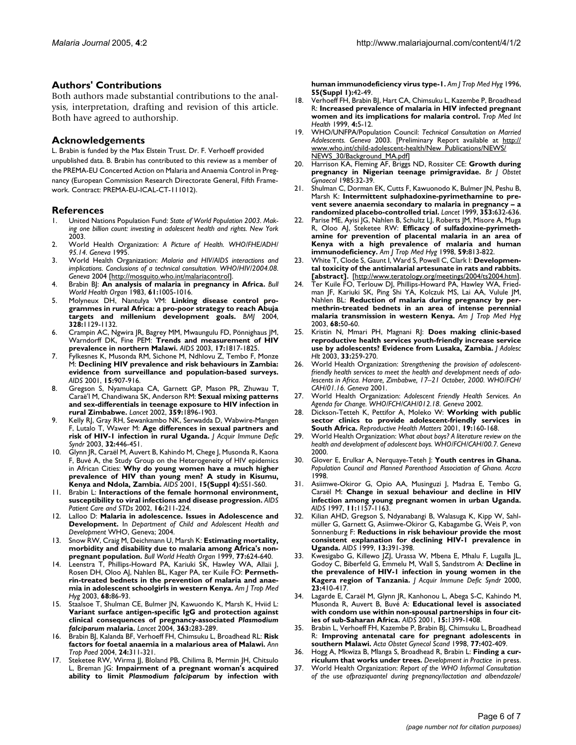## Authors' Contributions

Both authors made substantial contributions to the analysis, interpretation, drafting and revision of this article. Both have agreed to authorship.

## Acknowledgements

L. Brabin is funded by the Max Elstein Trust. Dr. F. Verhoeff provided unpublished data. B. Brabin has contributed to this review as a member of the PREMA-EU Concerted Action on Malaria and Anaemia Control in Pregnancy (European Commission Research Directorate General, Fifth Framework. Contract: PREMA-EU-ICAL-CT-111012).

## References

1. United Nations Population Fund: *State of World Population 2003. Making one billion count: investing in adolescent health and rights. New York* 2003.
2. World Health Organization: *A Picture of Health. WHO/FHE/ADH/95.14. Geneva* 1995.
3. World Health Organization: *Malaria and HIV/AIDS interactions and implications. Conclusions of a technical consultation. WHO/HIV/2004.08. Geneva* 2004 [http://mosquito.who.int/malariacontrol].
4. Brabin BJ: **An analysis of malaria in pregnancy in Africa.** *Bull World Health Organ* 1983, **61:**1005-1016.
5. Molyneux DH, Nantulya VM: **Linking disease control programmes in rural Africa: a pro-poor strategy to reach Abuja targets and millenium development goals.** *BMJ* 2004, **328:**1129-1132.
6. Crampin AC, Ngwira JR, Bagrey MM, Mwaungulu FD, Pönnighaus JM, Warndorff DK, Fine PEM: **Trends and measurement of HIV prevalence in northern Malawi.** *AIDS* 2003, **17:**1817-1825.
7. Fylkesnes K, Musonda RM, Sichone M, Ndhlovu Z, Tembo F, Monze M: **Declining HIV prevalence and risk behaviours in Zambia: evidence from surveillance and population-based surveys.** *AIDS* 2001, **15:**907-916.
8. Gregson S, Nyamukapa CA, Garnett GP, Mason PR, Zhuwau T, Caraël M, Chandiwana SK, Anderson RM: **Sexual mixing patterns and sex-differentials in teenage exposure to HIV infection in rural Zimbabwe.** *Lancet* 2002, **359:**1896-1903.
9. Kelly RJ, Gray RH, Sewankambo NK, Serwadda D, Wabwire-Mangen F, Lutalo T, Wawer M: **Age differences in sexual partners and risk of HIV-1 infection in rural Uganda.** *J Acquir Immune Defic Syndr* 2003, **32:**446-451.
10. Glynn JR, Caraël M, Auvert B, Kahindo M, Chege J, Musonda R, Kaona F, Buvé A, the Study Group on the Heterogeneity of HIV epidemics in African Cities: **Why do young women have a much higher prevalence of HIV than young men? A study in Kisumu, Kenya and Ndola, Zambia.** *AIDS* 2001, **15(Suppl 4):**S51-S60.
11. Brabin L: **Interactions of the female hormonal environment, susceptibility to viral infections and disease progression.** *AIDS Patient Care and STDs* 2002, **16:**211-224.
12. Lalloo D: **Malaria in adolescence. Issues in Adolescence and Development.** In *Department of Child and Adolescent Health and Development* WHO, Geneva; 2004.
13. Snow RW, Craig M, Deichmann U, Marsh K: **Estimating mortality, morbidity and disability due to malaria among Africa's non-pregnant population.** *Bull World Health Organ* 1999, **77:**624-640.
14. Leenstra T, Phillips-Howard PA, Kariuki SK, Hawley WA, Allaii J, Rosen DH, Oloo AJ, Nahlen BL, Kager PA, ter Kuile FO: **Permethrin-treated bednets in the prevention of malaria and anaemia in adolescent schoolgirls in western Kenya.** *Am J Trop Med Hyg* 2003, **68:**86-93.
15. Staalsoe T, Shulman CE, Bulmer JN, Kawuondo K, Marsh K, Hviid L: **Variant surface antigen-specific IgG and protection against clinical consequences of pregnancy-associated *Plasmodium falciparum* malaria.** *Lancet* 2004, **363:**283-289.
16. Brabin BJ, Kalanda BF, Verhoeff FH, Chimsuku L, Broadhead RL: **Risk factors for foetal anaemia in a malarious area of Malawi.** *Ann Trop Paed* 2004, **24:**311-321.
17. Steketee RW, Wirma JJ, Bloland PB, Chilima B, Mermin JH, Chitsulo L, Breman JG: **Impairment of a pregnant woman's acquired ability to limit *Plasmodium falciparum* by infection with human immunodeficiency virus type-1.** *Am J Trop Med Hyg* 1996, **55(Suppl 1):**42-49.
18. Verhoeff FH, Brabin BJ, Hart CA, Chimsuku L, Kazembe P, Broadhead R: **Increased prevalence of malaria in HIV infected pregnant women and its implications for malaria control.** *Trop Med Int Health* 1999, **4:**5-12.
19. WHO/UNFPA/Population Council: *Technical Consultation on Married Adolescents. Geneva* 2003. [Preliminary Report available at http://www.who.int/child-adolescent-health/New_Publications/NEWS/NEWS_30/Background_MA.pdf]
20. Harrison KA, Fleming AF, Briggs ND, Rossiter CE: **Growth during pregnancy in Nigerian teenage primigravidae.** *Br J Obstet Gynaecol* 1985:32-39.
21. Shulman C, Dorman EK, Cutts F, Kawuonodo K, Bulmer JN, Peshu B, Marsh K: **Intermittent sulphadoxine-pyrimethamine to prevent severe anaemia secondary to malaria in pregnancy – a randomized placebo-controlled trial.** *Lancet* 1999, **353:**632-636.
22. Parise ME, Ayisi JG, Nahlen B, Schultz LJ, Roberts JM, Misore A, Muga R, Oloo AJ, Steketee RW: **Efficacy of sulfadoxine-pyrimethamine for prevention of placental malaria in an area of Kenya with a high prevalence of malaria and human immunodeficiency.** *Am J Trop Med Hyg* 1998, **59:**813-822.
23. White T, Clode S, Gaunt I, Ward S, Powell C, Clark I: **Developmental toxicity of the antimalarial artesunate in rats and rabbits. [abstract].** [http://www.teratology.org/meetings/2004/ts2004.htm].
24. Ter Kuile FO, Terlouw DJ, Phillips-Howard PA, Hawley WA, Friedman JF, Kariuki SK, Ping Shi YA, Kolczuk MS, Lai AA, Vulule JM, Nahlen BL: **Reduction of malaria during pregnancy by permethrin-treated bednets in an area of intense perennial malaria transmission in western Kenya.** *Am J Trop Med Hyg* 2003, **68:**50-60.
25. Kristin N, Mmari PH, Magnani RJ: **Does making clinic-based reproductive health services youth-friendly increase service use by adolescents? Evidence from Lusaka, Zambia.** *J Adolesc Hlt* 2003, **33:**259-270.
26. World Health Organization: *Strengthening the provision of adolescent-friendly health services to meet the health and development needs of adolescents in Africa. Harare, Zimbabwe, 17–21 October, 2000. WHO/FCH/CAH/01.16. Geneva* 2001.
27. World Health Organization: *Adolescent Friendly Health Services. An Agenda for Change. WHO/FCH/CAH/012.18. Geneva* 2002.
28. Dickson-Tetteh K, Pettifor A, Moleko W: **Working with public sector clinics to provide adolescent-friendly services in South Africa.** *Reproductive Health Matters* 2001, **19:**160-168.
29. World Health Organization: *What about boys? A literature review on the health and development of adolescent boys. WHO/FCH/CAH/00.7. Geneva* 2000.
30. Glover E, Erulkar A, Nerquaye-Teteh J: **Youth centres in Ghana.** *Population Council and Planned Parenthood Association of Ghana. Accra* 1998.
31. Asiimwe-Okiror G, Opio AA, Musinguzi J, Madraa E, Tembo G, Caraël M: **Change in sexual behaviour and decline in HIV infection among young pregnant women in urban Uganda.** *AIDS* 1997, **11:**1157-1163.
32. Kilian AHD, Gregson S, Ndyanabangi B, Walasuga K, Kipp W, Sahlmüller G, Garnett G, Asiimwe-Okiror G, Kabagambe G, Weis P, von Sonnenburg F: **Reductions in risk behaviour provide the most consistent explanation for declining HIV-1 prevalence in Uganda.** *AIDS* 1999, **13:**391-398.
33. Kwesigabo G, Killewo JZJ, Urassa W, Mbena E, Mhalu F, Lugalla JL, Godoy C, Biberfeld G, Emmelu M, Wall S, Sandstrom A: **Decline in the prevalence of HIV-1 infection in young women in the Kagera region of Tanzania.** *J Acquir Immune Defic Syndr* 2000, **23:**410-417.
34. Lagarde E, Caraël M, Glynn JR, Kanhonou L, Abega S-C, Kahindo M, Musonda R, Auvert B, Buvé A: **Educational level is associated with condom use within non-spousal partnerships in four cities of sub-Saharan Africa.** *AIDS* 2001, **15:**1399-1408.
35. Brabin L, Verhoeff FH, Kazembe P, Brabin BJ, Chimsuku L, Broadhead R: **Improving antenatal care for pregnant adolescents in southern Malawi.** *Acta Obstet Gynecol Scand* 1998, **77:**402-409.
36. Hogg A, Mkwiza B, Mlanga S, Broadhead R, Brabin L: **Finding a curriculum that works under trees.** *Development in Practice* in press.
37. World Health Organization: *Report of the WHO Informal Consultation of the use ofpraziquantel during pregnancy/lactation and albendazole/*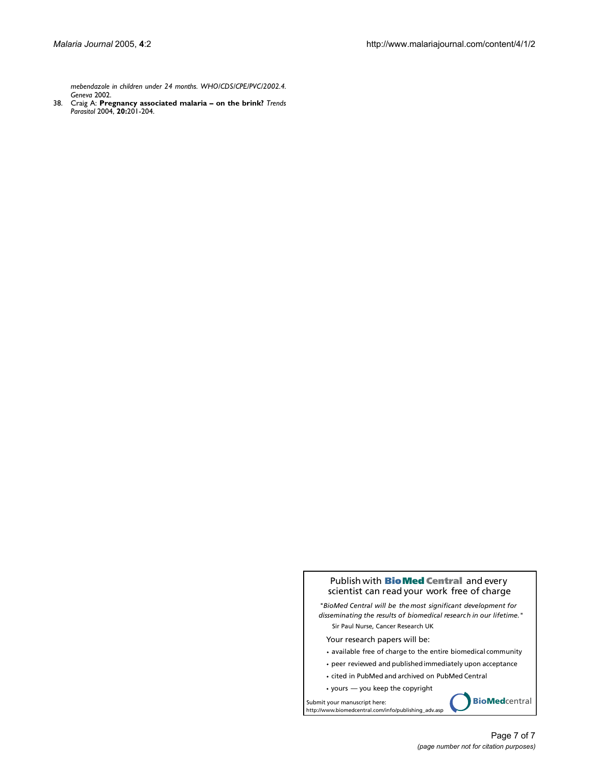*mebendazole in children under 24 months. WHO/CDS/CPE/PVC/2002.4. Geneva* 2002.

38. Craig A: **Pregnancy associated malaria – on the brink?** *Trends Parasitol* 2004, **20:**201-204.

Publish with **BioMed Central** and every scientist can read your work free of charge

*"BioMed Central will be the most significant development for disseminating the results of biomedical research in our lifetime."*

Sir Paul Nurse, Cancer Research UK

Your research papers will be:

- available free of charge to the entire biomedical community
- peer reviewed and published immediately upon acceptance
- cited in PubMed and archived on PubMed Central
- yours — you keep the copyright

Submit your manuscript here:
http://www.biomedcentral.com/info/publishing_adv.asp

**BioMed**central